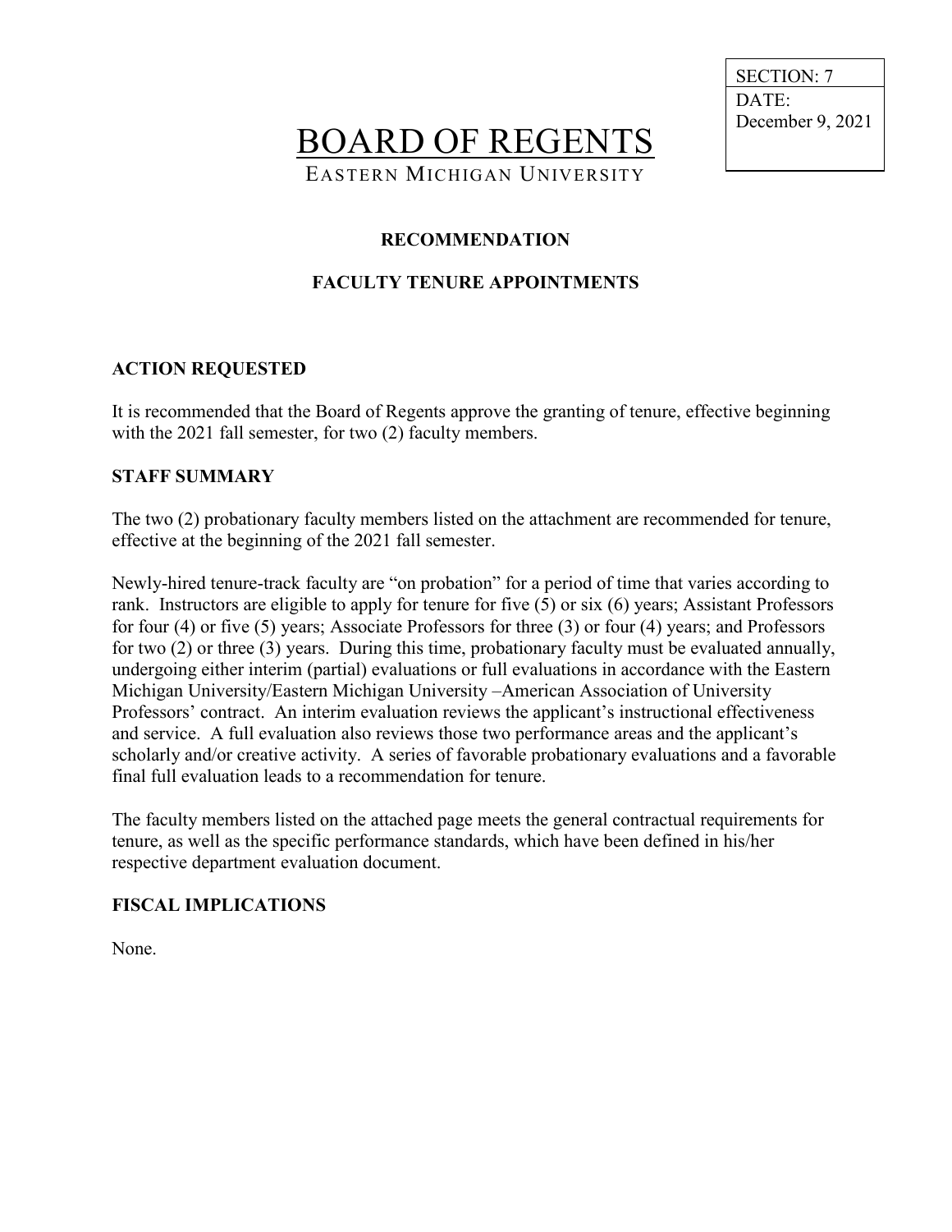| SECTION: 7 |
| --- |
| DATE: December 9, 2021 |

# BOARD OF REGENTS

EASTERN MICHIGAN UNIVERSITY

## RECOMMENDATION

## FACULTY TENURE APPOINTMENTS

### ACTION REQUESTED

It is recommended that the Board of Regents approve the granting of tenure, effective beginning with the 2021 fall semester, for two (2) faculty members.

### STAFF SUMMARY

The two (2) probationary faculty members listed on the attachment are recommended for tenure, effective at the beginning of the 2021 fall semester.

Newly-hired tenure-track faculty are "on probation" for a period of time that varies according to rank. Instructors are eligible to apply for tenure for five (5) or six (6) years; Assistant Professors for four (4) or five (5) years; Associate Professors for three (3) or four (4) years; and Professors for two (2) or three (3) years. During this time, probationary faculty must be evaluated annually, undergoing either interim (partial) evaluations or full evaluations in accordance with the Eastern Michigan University/Eastern Michigan University –American Association of University Professors' contract. An interim evaluation reviews the applicant's instructional effectiveness and service. A full evaluation also reviews those two performance areas and the applicant's scholarly and/or creative activity. A series of favorable probationary evaluations and a favorable final full evaluation leads to a recommendation for tenure.

The faculty members listed on the attached page meets the general contractual requirements for tenure, as well as the specific performance standards, which have been defined in his/her respective department evaluation document.

### FISCAL IMPLICATIONS

None.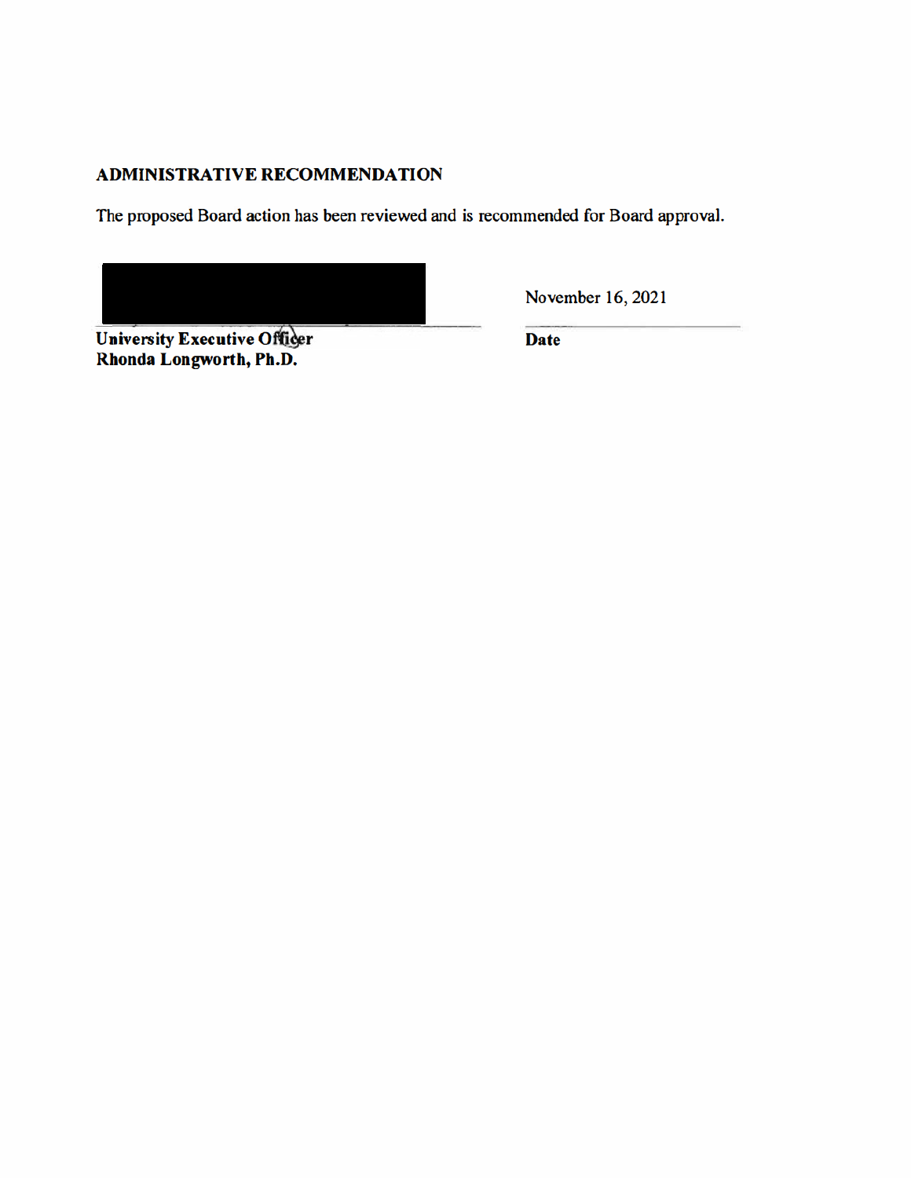## ADMINISTRATIVE RECOMMENDATION

The proposed Board action has been reviewed and is recommended for Board approval.

| | |
|---|---|
| | November 16, 2021 |
| **University Executive Officer**<br>**Rhonda Longworth, Ph.D.** | **Date** |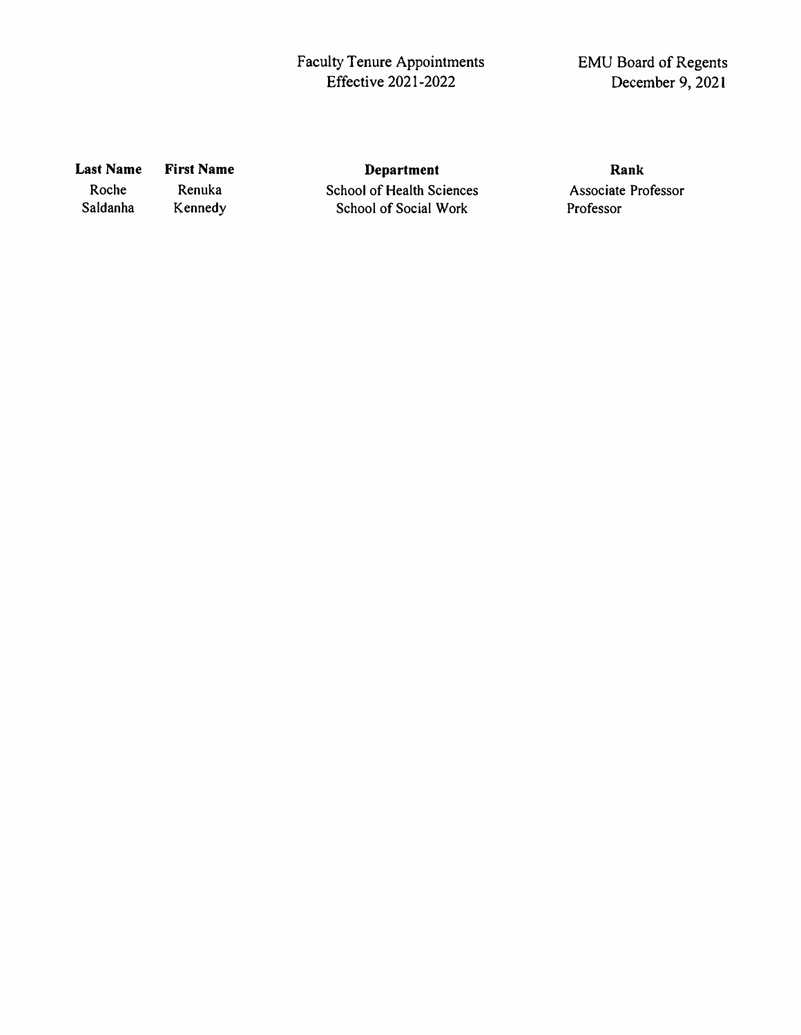Faculty Tenure Appointments
Effective 2021-2022

EMU Board of Regents
December 9, 2021

| Last Name | First Name | Department | Rank |
| --- | --- | --- | --- |
| Roche | Renuka | School of Health Sciences | Associate Professor |
| Saldanha | Kennedy | School of Social Work | Professor |